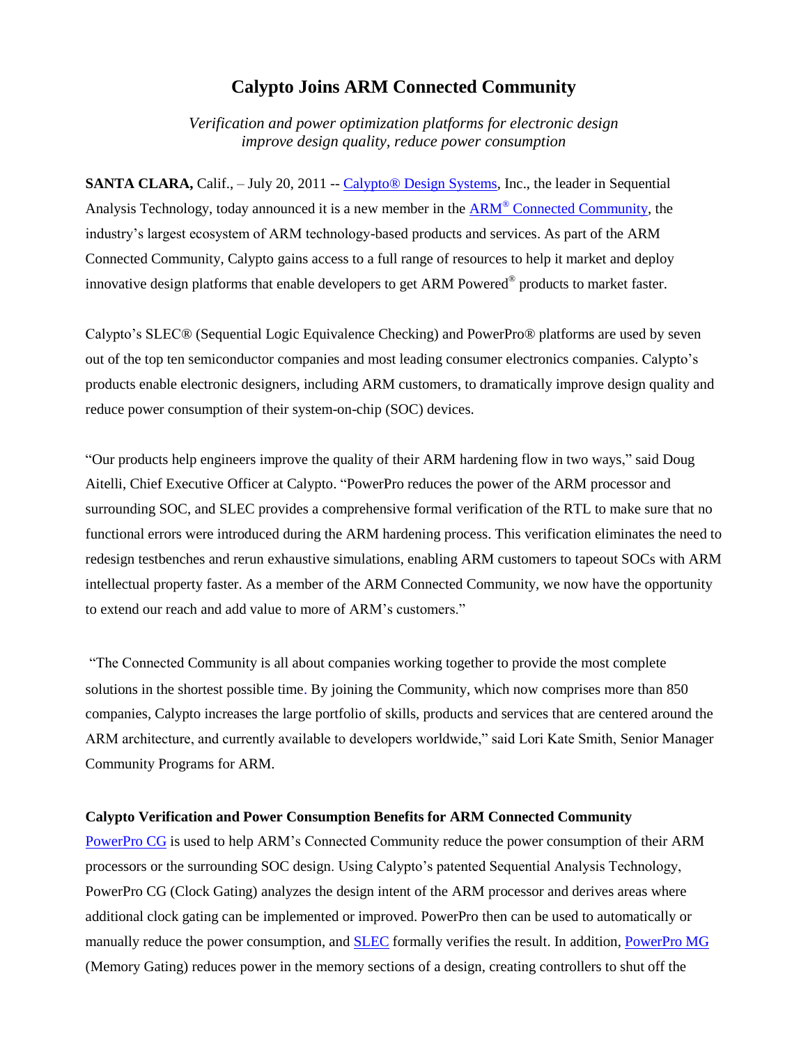# Calypto Joins ARM Connected Community

*Verification and power optimization platforms for electronic design improve design quality, reduce power consumption*

**SANTA CLARA,** Calif., – July 20, 2011 -- Calypto® Design Systems, Inc., the leader in Sequential Analysis Technology, today announced it is a new member in the ARM® Connected Community, the industry's largest ecosystem of ARM technology-based products and services. As part of the ARM Connected Community, Calypto gains access to a full range of resources to help it market and deploy innovative design platforms that enable developers to get ARM Powered® products to market faster.

Calypto's SLEC® (Sequential Logic Equivalence Checking) and PowerPro® platforms are used by seven out of the top ten semiconductor companies and most leading consumer electronics companies. Calypto's products enable electronic designers, including ARM customers, to dramatically improve design quality and reduce power consumption of their system-on-chip (SOC) devices.

"Our products help engineers improve the quality of their ARM hardening flow in two ways," said Doug Aitelli, Chief Executive Officer at Calypto. "PowerPro reduces the power of the ARM processor and surrounding SOC, and SLEC provides a comprehensive formal verification of the RTL to make sure that no functional errors were introduced during the ARM hardening process. This verification eliminates the need to redesign testbenches and rerun exhaustive simulations, enabling ARM customers to tapeout SOCs with ARM intellectual property faster. As a member of the ARM Connected Community, we now have the opportunity to extend our reach and add value to more of ARM's customers."

"The Connected Community is all about companies working together to provide the most complete solutions in the shortest possible time. By joining the Community, which now comprises more than 850 companies, Calypto increases the large portfolio of skills, products and services that are centered around the ARM architecture, and currently available to developers worldwide," said Lori Kate Smith, Senior Manager Community Programs for ARM.

**Calypto Verification and Power Consumption Benefits for ARM Connected Community**

PowerPro CG is used to help ARM's Connected Community reduce the power consumption of their ARM processors or the surrounding SOC design. Using Calypto's patented Sequential Analysis Technology, PowerPro CG (Clock Gating) analyzes the design intent of the ARM processor and derives areas where additional clock gating can be implemented or improved. PowerPro then can be used to automatically or manually reduce the power consumption, and SLEC formally verifies the result. In addition, PowerPro MG (Memory Gating) reduces power in the memory sections of a design, creating controllers to shut off the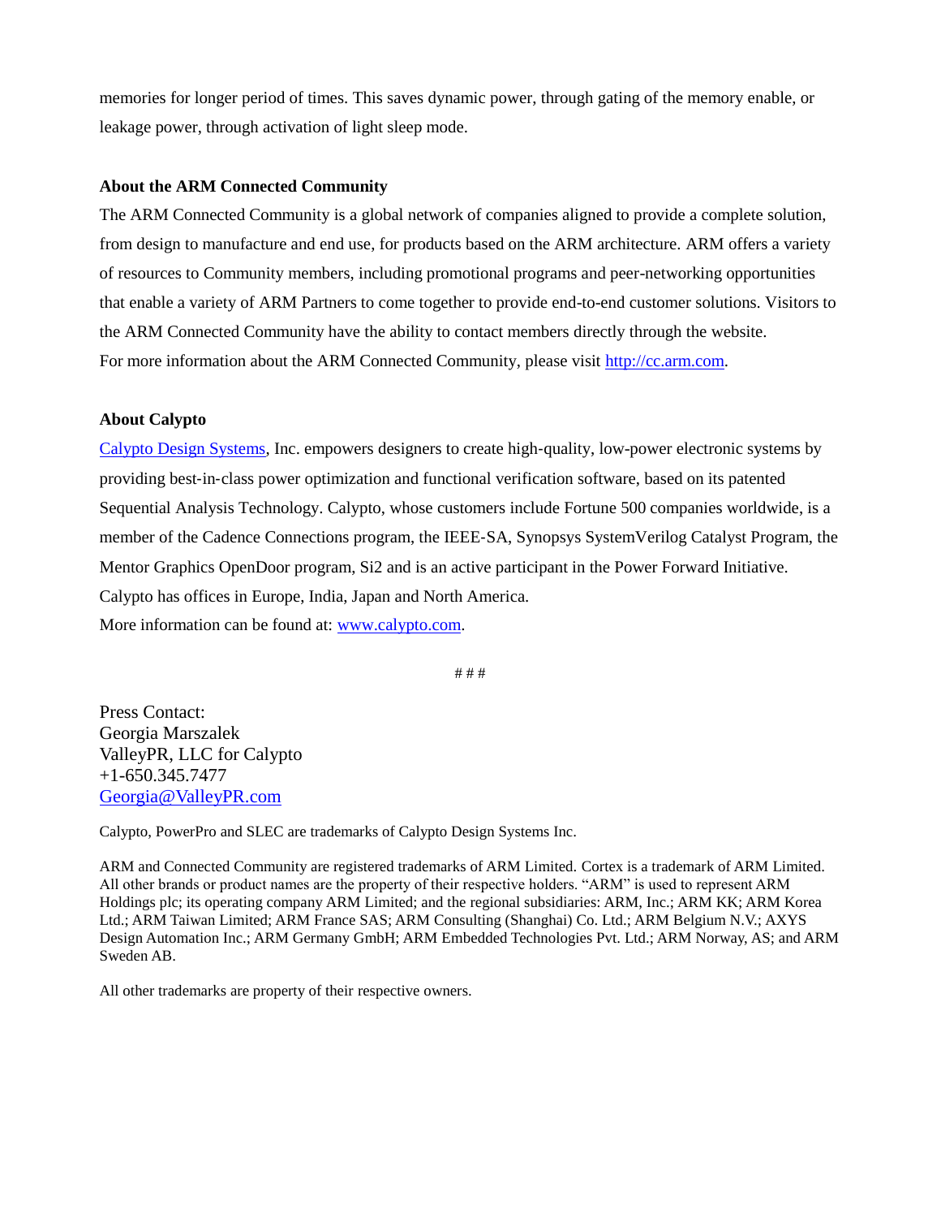memories for longer period of times. This saves dynamic power, through gating of the memory enable, or leakage power, through activation of light sleep mode.

**About the ARM Connected Community**

The ARM Connected Community is a global network of companies aligned to provide a complete solution, from design to manufacture and end use, for products based on the ARM architecture. ARM offers a variety of resources to Community members, including promotional programs and peer-networking opportunities that enable a variety of ARM Partners to come together to provide end-to-end customer solutions. Visitors to the ARM Connected Community have the ability to contact members directly through the website.
For more information about the ARM Connected Community, please visit [http://cc.arm.com](http://cc.arm.com).

**About Calypto**

[Calypto Design Systems](http://www.calypto.com), Inc. empowers designers to create high-quality, low-power electronic systems by providing best-in-class power optimization and functional verification software, based on its patented Sequential Analysis Technology. Calypto, whose customers include Fortune 500 companies worldwide, is a member of the Cadence Connections program, the IEEE-SA, Synopsys SystemVerilog Catalyst Program, the Mentor Graphics OpenDoor program, Si2 and is an active participant in the Power Forward Initiative. Calypto has offices in Europe, India, Japan and North America.
More information can be found at: [www.calypto.com](http://www.calypto.com).

# # #

Press Contact:
Georgia Marszalek
ValleyPR, LLC for Calypto
+1-650.345.7477
[Georgia@ValleyPR.com](mailto:Georgia@ValleyPR.com)

Calypto, PowerPro and SLEC are trademarks of Calypto Design Systems Inc.

ARM and Connected Community are registered trademarks of ARM Limited. Cortex is a trademark of ARM Limited. All other brands or product names are the property of their respective holders. "ARM" is used to represent ARM Holdings plc; its operating company ARM Limited; and the regional subsidiaries: ARM, Inc.; ARM KK; ARM Korea Ltd.; ARM Taiwan Limited; ARM France SAS; ARM Consulting (Shanghai) Co. Ltd.; ARM Belgium N.V.; AXYS Design Automation Inc.; ARM Germany GmbH; ARM Embedded Technologies Pvt. Ltd.; ARM Norway, AS; and ARM Sweden AB.

All other trademarks are property of their respective owners.